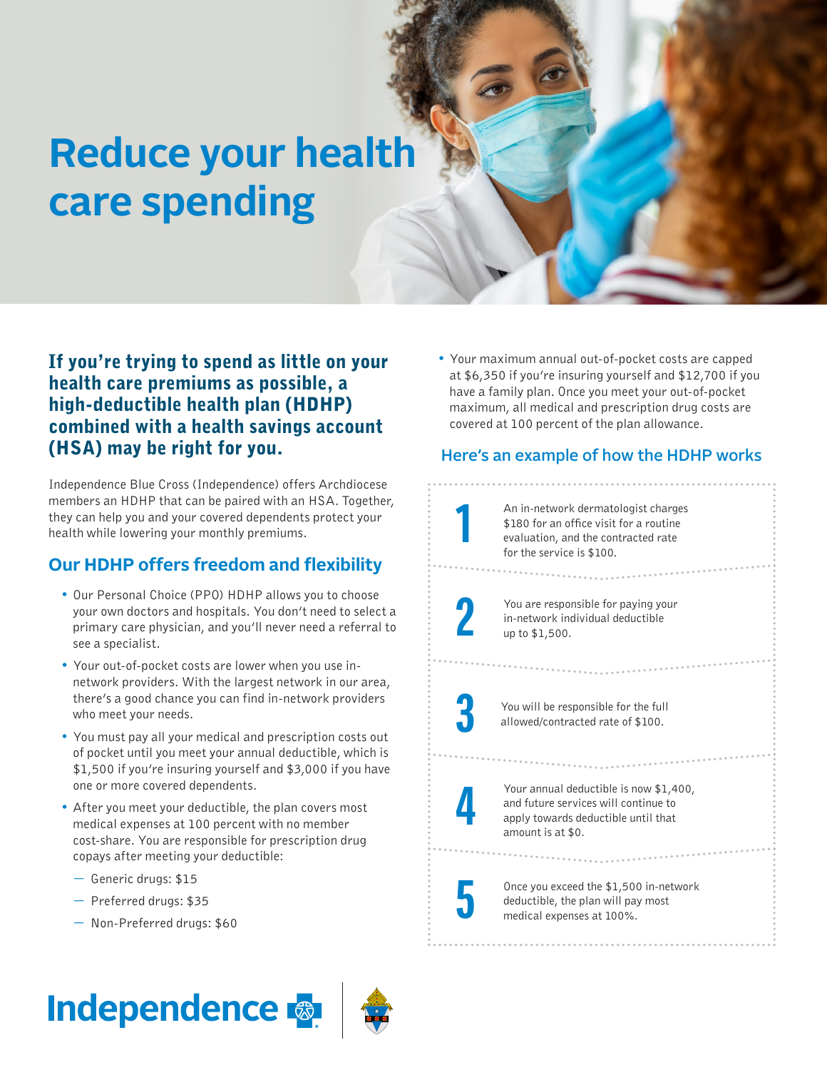# Reduce your health care spending

**If you're trying to spend as little on your health care premiums as possible, a high-deductible health plan (HDHP) combined with a health savings account (HSA) may be right for you.**

Independence Blue Cross (Independence) offers Archdiocese members an HDHP that can be paired with an HSA. Together, they can help you and your covered dependents protect your health while lowering your monthly premiums.

## Our HDHP offers freedom and flexibility

- Our Personal Choice (PPO) HDHP allows you to choose your own doctors and hospitals. You don't need to select a primary care physician, and you'll never need a referral to see a specialist.
- Your out-of-pocket costs are lower when you use in-network providers. With the largest network in our area, there's a good chance you can find in-network providers who meet your needs.
- You must pay all your medical and prescription costs out of pocket until you meet your annual deductible, which is $1,500 if you're insuring yourself and $3,000 if you have one or more covered dependents.
- After you meet your deductible, the plan covers most medical expenses at 100 percent with no member cost-share. You are responsible for prescription drug copays after meeting your deductible:
  - Generic drugs: $15
  - Preferred drugs: $35
  - Non-Preferred drugs: $60
- Your maximum annual out-of-pocket costs are capped at $6,350 if you're insuring yourself and $12,700 if you have a family plan. Once you meet your out-of-pocket maximum, all medical and prescription drug costs are covered at 100 percent of the plan allowance.

## Here's an example of how the HDHP works

1. An in-network dermatologist charges $180 for an office visit for a routine evaluation, and the contracted rate for the service is $100.
2. You are responsible for paying your in-network individual deductible up to $1,500.
3. You will be responsible for the full allowed/contracted rate of $100.
4. Your annual deductible is now $1,400, and future services will continue to apply towards deductible until that amount is at $0.
5. Once you exceed the $1,500 in-network deductible, the plan will pay most medical expenses at 100%.

Independence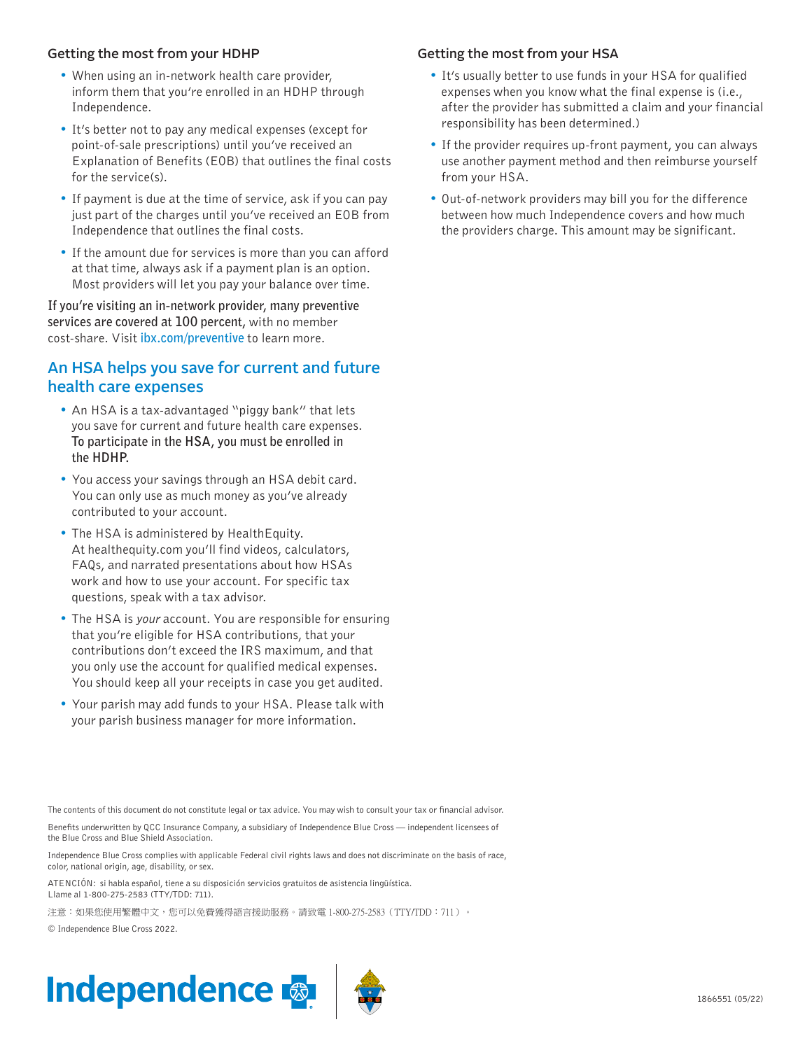### Getting the most from your HDHP

- When using an in-network health care provider, inform them that you're enrolled in an HDHP through Independence.
- It's better not to pay any medical expenses (except for point-of-sale prescriptions) until you've received an Explanation of Benefits (EOB) that outlines the final costs for the service(s).
- If payment is due at the time of service, ask if you can pay just part of the charges until you've received an EOB from Independence that outlines the final costs.
- If the amount due for services is more than you can afford at that time, always ask if a payment plan is an option. Most providers will let you pay your balance over time.

**If you're visiting an in-network provider, many preventive services are covered at 100 percent,** with no member cost-share. Visit ibx.com/preventive to learn more.

## An HSA helps you save for current and future health care expenses

- An HSA is a tax-advantaged "piggy bank" that lets you save for current and future health care expenses. **To participate in the HSA, you must be enrolled in the HDHP.**
- You access your savings through an HSA debit card. You can only use as much money as you've already contributed to your account.
- The HSA is administered by HealthEquity. At healthequity.com you'll find videos, calculators, FAQs, and narrated presentations about how HSAs work and how to use your account. For specific tax questions, speak with a tax advisor.
- The HSA is *your* account. You are responsible for ensuring that you're eligible for HSA contributions, that your contributions don't exceed the IRS maximum, and that you only use the account for qualified medical expenses. You should keep all your receipts in case you get audited.
- Your parish may add funds to your HSA. Please talk with your parish business manager for more information.

### Getting the most from your HSA

- It's usually better to use funds in your HSA for qualified expenses when you know what the final expense is (i.e., after the provider has submitted a claim and your financial responsibility has been determined.)
- If the provider requires up-front payment, you can always use another payment method and then reimburse yourself from your HSA.
- Out-of-network providers may bill you for the difference between how much Independence covers and how much the providers charge. This amount may be significant.

The contents of this document do not constitute legal or tax advice. You may wish to consult your tax or financial advisor.

Benefits underwritten by QCC Insurance Company, a subsidiary of Independence Blue Cross — independent licensees of the Blue Cross and Blue Shield Association.

Independence Blue Cross complies with applicable Federal civil rights laws and does not discriminate on the basis of race, color, national origin, age, disability, or sex.

ATENCIÓN: si habla español, tiene a su disposición servicios gratuitos de asistencia lingüística. Llame al 1-800-275-2583 (TTY/TDD: 711).

注意：如果您使用繁體中文，您可以免費獲得語言援助服務。請致電 1-800-275-2583（TTY/TDD：711）。

© Independence Blue Cross 2022.

Independence

1866551 (05/22)